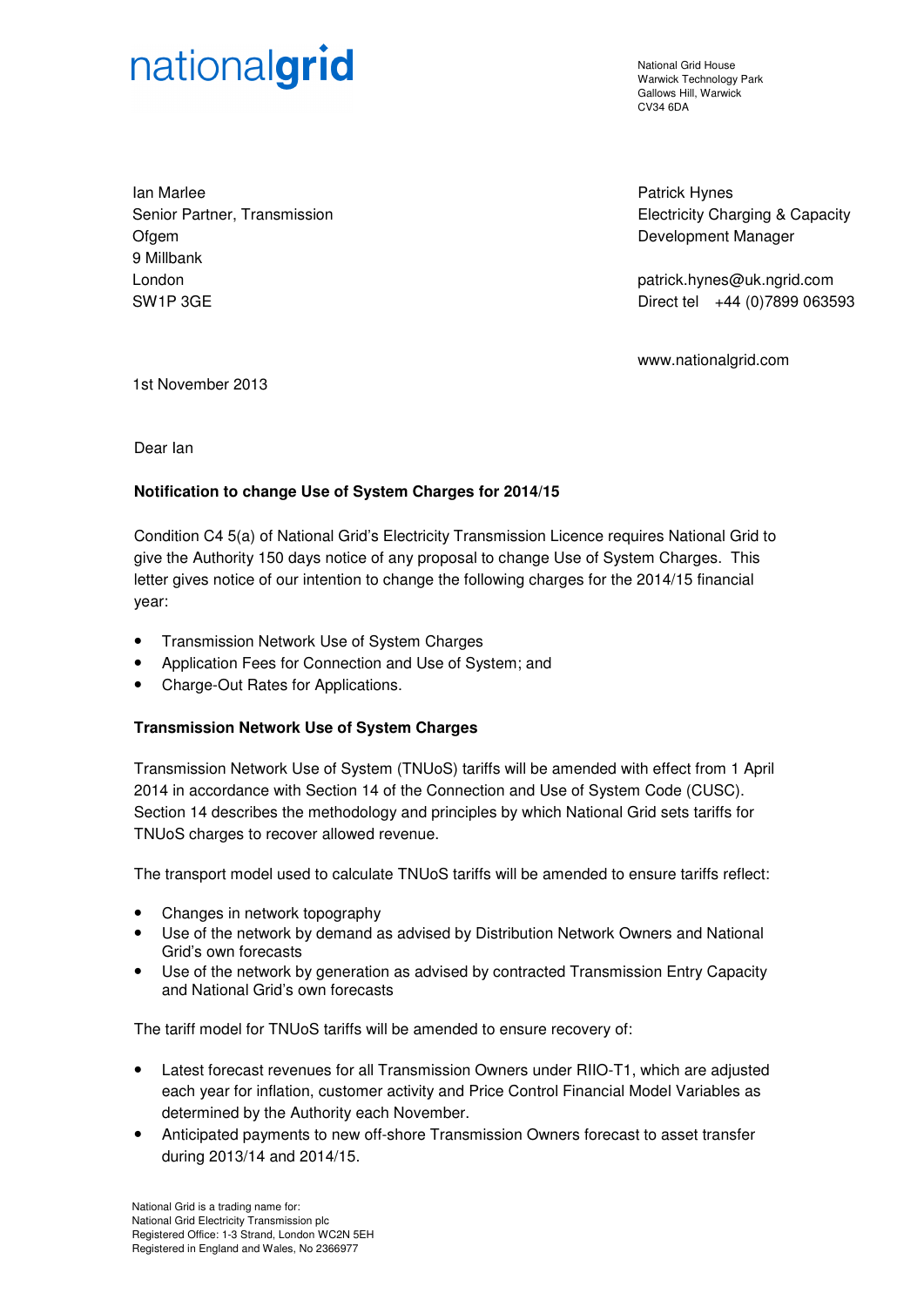nationalgrid

National Grid House
Warwick Technology Park
Gallows Hill, Warwick
CV34 6DA

Ian Marlee
Senior Partner, Transmission
Ofgem
9 Millbank
London
SW1P 3GE

Patrick Hynes
Electricity Charging & Capacity
Development Manager

patrick.hynes@uk.ngrid.com
Direct tel +44 (0)7899 063593

www.nationalgrid.com

1st November 2013

Dear Ian

**Notification to change Use of System Charges for 2014/15**

Condition C4 5(a) of National Grid's Electricity Transmission Licence requires National Grid to give the Authority 150 days notice of any proposal to change Use of System Charges. This letter gives notice of our intention to change the following charges for the 2014/15 financial year:

- Transmission Network Use of System Charges
- Application Fees for Connection and Use of System; and
- Charge-Out Rates for Applications.

**Transmission Network Use of System Charges**

Transmission Network Use of System (TNUoS) tariffs will be amended with effect from 1 April 2014 in accordance with Section 14 of the Connection and Use of System Code (CUSC). Section 14 describes the methodology and principles by which National Grid sets tariffs for TNUoS charges to recover allowed revenue.

The transport model used to calculate TNUoS tariffs will be amended to ensure tariffs reflect:

- Changes in network topography
- Use of the network by demand as advised by Distribution Network Owners and National Grid's own forecasts
- Use of the network by generation as advised by contracted Transmission Entry Capacity and National Grid's own forecasts

The tariff model for TNUoS tariffs will be amended to ensure recovery of:

- Latest forecast revenues for all Transmission Owners under RIIO-T1, which are adjusted each year for inflation, customer activity and Price Control Financial Model Variables as determined by the Authority each November.
- Anticipated payments to new off-shore Transmission Owners forecast to asset transfer during 2013/14 and 2014/15.

National Grid is a trading name for:
National Grid Electricity Transmission plc
Registered Office: 1-3 Strand, London WC2N 5EH
Registered in England and Wales, No 2366977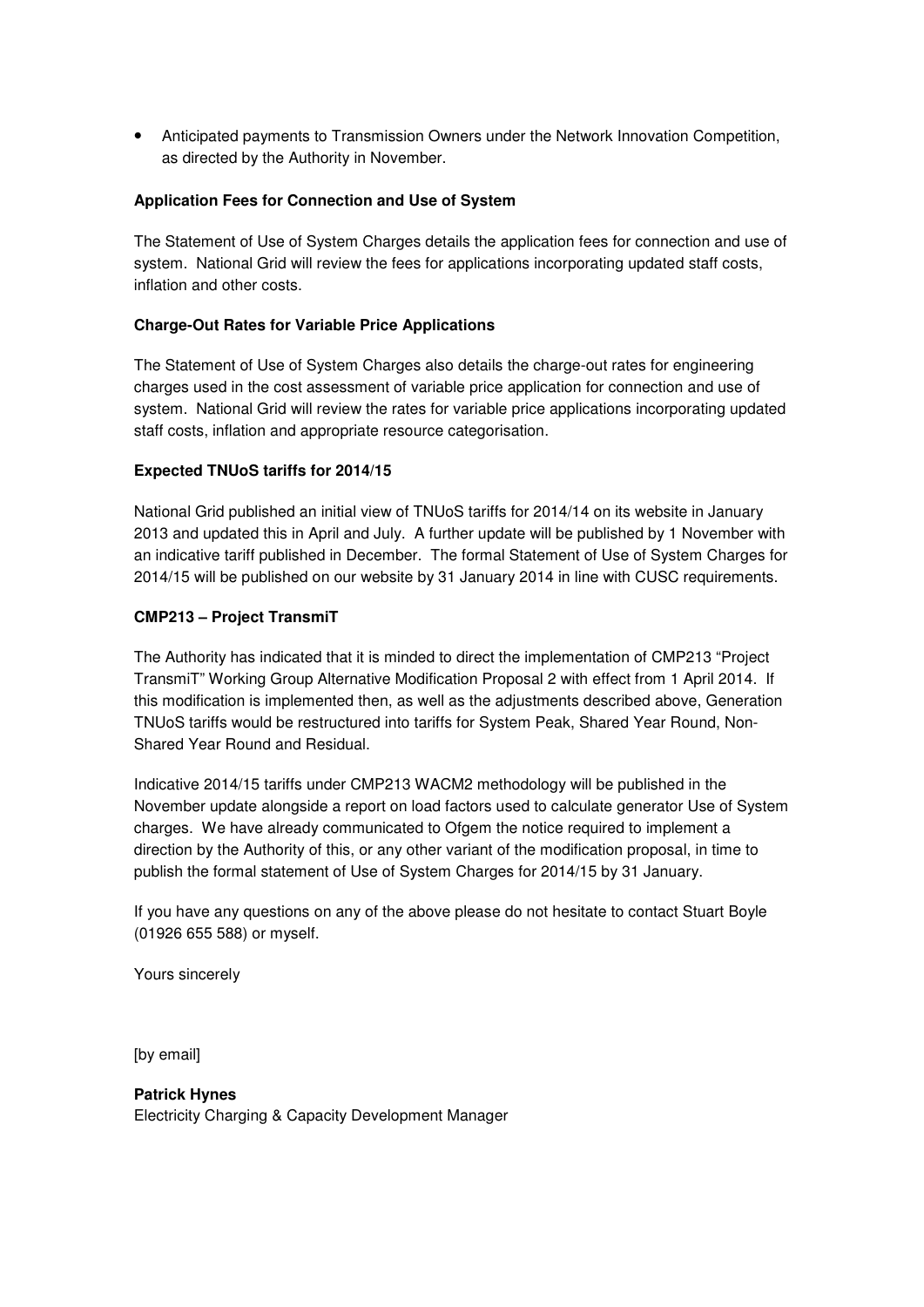- Anticipated payments to Transmission Owners under the Network Innovation Competition, as directed by the Authority in November.

**Application Fees for Connection and Use of System**

The Statement of Use of System Charges details the application fees for connection and use of system. National Grid will review the fees for applications incorporating updated staff costs, inflation and other costs.

**Charge-Out Rates for Variable Price Applications**

The Statement of Use of System Charges also details the charge-out rates for engineering charges used in the cost assessment of variable price application for connection and use of system. National Grid will review the rates for variable price applications incorporating updated staff costs, inflation and appropriate resource categorisation.

**Expected TNUoS tariffs for 2014/15**

National Grid published an initial view of TNUoS tariffs for 2014/14 on its website in January 2013 and updated this in April and July. A further update will be published by 1 November with an indicative tariff published in December. The formal Statement of Use of System Charges for 2014/15 will be published on our website by 31 January 2014 in line with CUSC requirements.

**CMP213 – Project TransmiT**

The Authority has indicated that it is minded to direct the implementation of CMP213 "Project TransmiT" Working Group Alternative Modification Proposal 2 with effect from 1 April 2014. If this modification is implemented then, as well as the adjustments described above, Generation TNUoS tariffs would be restructured into tariffs for System Peak, Shared Year Round, Non-Shared Year Round and Residual.

Indicative 2014/15 tariffs under CMP213 WACM2 methodology will be published in the November update alongside a report on load factors used to calculate generator Use of System charges. We have already communicated to Ofgem the notice required to implement a direction by the Authority of this, or any other variant of the modification proposal, in time to publish the formal statement of Use of System Charges for 2014/15 by 31 January.

If you have any questions on any of the above please do not hesitate to contact Stuart Boyle (01926 655 588) or myself.

Yours sincerely

[by email]

**Patrick Hynes**
Electricity Charging & Capacity Development Manager